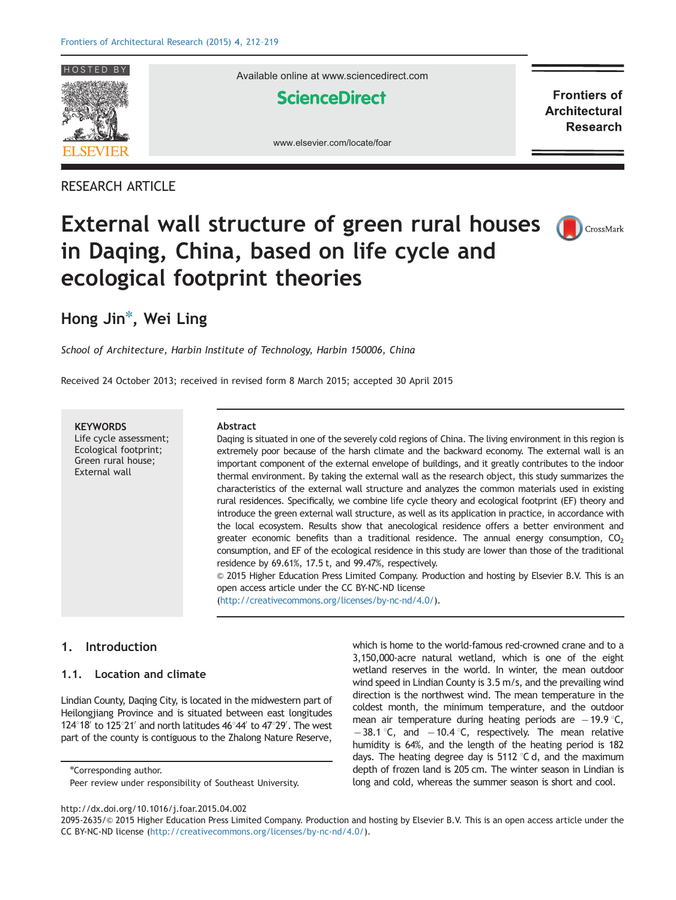RESEARCH ARTICLE

# External wall structure of green rural houses in Daqing, China, based on life cycle and ecological footprint theories

**Hong Jin*, Wei Ling**

*School of Architecture, Harbin Institute of Technology, Harbin 150006, China*

Received 24 October 2013; received in revised form 8 March 2015; accepted 30 April 2015

**KEYWORDS**
Life cycle assessment;
Ecological footprint;
Green rural house;
External wall

**Abstract**

Daqing is situated in one of the severely cold regions of China. The living environment in this region is extremely poor because of the harsh climate and the backward economy. The external wall is an important component of the external envelope of buildings, and it greatly contributes to the indoor thermal environment. By taking the external wall as the research object, this study summarizes the characteristics of the external wall structure and analyzes the common materials used in existing rural residences. Specifically, we combine life cycle theory and ecological footprint (EF) theory and introduce the green external wall structure, as well as its application in practice, in accordance with the local ecosystem. Results show that anecological residence offers a better environment and greater economic benefits than a traditional residence. The annual energy consumption, $CO_2$ consumption, and EF of the ecological residence in this study are lower than those of the traditional residence by 69.61%, 17.5 t, and 99.47%, respectively.

© 2015 Higher Education Press Limited Company. Production and hosting by Elsevier B.V. This is an open access article under the CC BY-NC-ND license (http://creativecommons.org/licenses/by-nc-nd/4.0/).

## 1. Introduction

### 1.1. Location and climate

Lindian County, Daqing City, is located in the midwestern part of Heilongjiang Province and is situated between east longitudes 124°18′ to 125°21′ and north latitudes 46°44′ to 47°29′. The west part of the county is contiguous to the Zhalong Nature Reserve, which is home to the world-famous red-crowned crane and to a 3,150,000-acre natural wetland, which is one of the eight wetland reserves in the world. In winter, the mean outdoor wind speed in Lindian County is 3.5 m/s, and the prevailing wind direction is the northwest wind. The mean temperature in the coldest month, the minimum temperature, and the outdoor mean air temperature during heating periods are −19.9 °C, −38.1 °C, and −10.4 °C, respectively. The mean relative humidity is 64%, and the length of the heating period is 182 days. The heating degree day is 5112 °C d, and the maximum depth of frozen land is 205 cm. The winter season in Lindian is long and cold, whereas the summer season is short and cool.

*Corresponding author.
Peer review under responsibility of Southeast University.

http://dx.doi.org/10.1016/j.foar.2015.04.002
2095-2635/© 2015 Higher Education Press Limited Company. Production and hosting by Elsevier B.V. This is an open access article under the CC BY-NC-ND license (http://creativecommons.org/licenses/by-nc-nd/4.0/).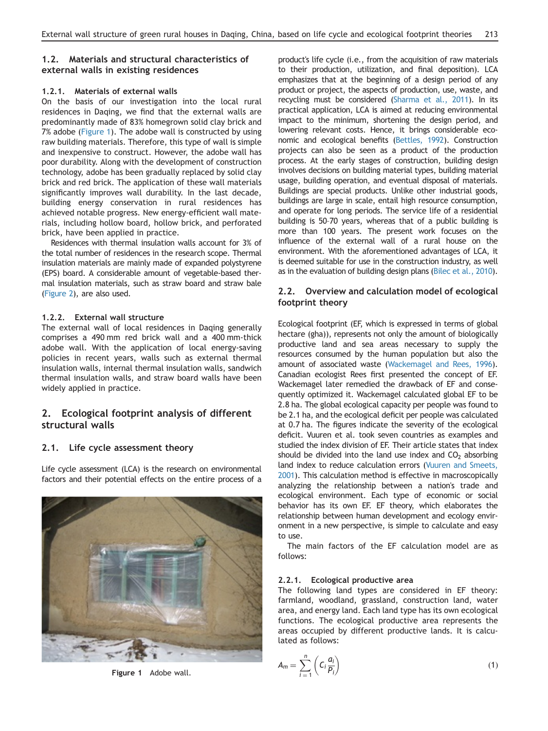### 1.2. Materials and structural characteristics of external walls in existing residences

#### 1.2.1. Materials of external walls

On the basis of our investigation into the local rural residences in Daqing, we find that the external walls are predominantly made of 83% homegrown solid clay brick and 7% adobe (Figure 1). The adobe wall is constructed by using raw building materials. Therefore, this type of wall is simple and inexpensive to construct. However, the adobe wall has poor durability. Along with the development of construction technology, adobe has been gradually replaced by solid clay brick and red brick. The application of these wall materials significantly improves wall durability. In the last decade, building energy conservation in rural residences has achieved notable progress. New energy-efficient wall materials, including hollow board, hollow brick, and perforated brick, have been applied in practice.

Residences with thermal insulation walls account for 3% of the total number of residences in the research scope. Thermal insulation materials are mainly made of expanded polystyrene (EPS) board. A considerable amount of vegetable-based thermal insulation materials, such as straw board and straw bale (Figure 2), are also used.

#### 1.2.2. External wall structure

The external wall of local residences in Daqing generally comprises a 490 mm red brick wall and a 400 mm-thick adobe wall. With the application of local energy-saving policies in recent years, walls such as external thermal insulation walls, internal thermal insulation walls, sandwich thermal insulation walls, and straw board walls have been widely applied in practice.

Figure 1 Adobe wall.

## 2. Ecological footprint analysis of different structural walls

### 2.1. Life cycle assessment theory

Life cycle assessment (LCA) is the research on environmental factors and their potential effects on the entire process of a product's life cycle (i.e., from the acquisition of raw materials to their production, utilization, and final deposition). LCA emphasizes that at the beginning of a design period of any product or project, the aspects of production, use, waste, and recycling must be considered (Sharma et al., 2011). In its practical application, LCA is aimed at reducing environmental impact to the minimum, shortening the design period, and lowering relevant costs. Hence, it brings considerable economic and ecological benefits (Bettles, 1992). Construction projects can also be seen as a product of the production process. At the early stages of construction, building design involves decisions on building material types, building material usage, building operation, and eventual disposal of materials. Buildings are special products. Unlike other industrial goods, buildings are large in scale, entail high resource consumption, and operate for long periods. The service life of a residential building is 50-70 years, whereas that of a public building is more than 100 years. The present work focuses on the influence of the external wall of a rural house on the environment. With the aforementioned advantages of LCA, it is deemed suitable for use in the construction industry, as well as in the evaluation of building design plans (Bilec et al., 2010).

### 2.2. Overview and calculation model of ecological footprint theory

Ecological footprint (EF, which is expressed in terms of global hectare (gha)), represents not only the amount of biologically productive land and sea areas necessary to supply the resources consumed by the human population but also the amount of associated waste (Wackemagel and Rees, 1996). Canadian ecologist Rees first presented the concept of EF. Wackemagel later remedied the drawback of EF and consequently optimized it. Wackemagel calculated global EF to be 2.8 ha. The global ecological capacity per people was found to be 2.1 ha, and the ecological deficit per people was calculated at 0.7 ha. The figures indicate the severity of the ecological deficit. Vuuren et al. took seven countries as examples and studied the index division of EF. Their article states that index should be divided into the land use index and $CO_2$ absorbing land index to reduce calculation errors (Vuuren and Smeets, 2001). This calculation method is effective in macroscopically analyzing the relationship between a nation's trade and ecological environment. Each type of economic or social behavior has its own EF. EF theory, which elaborates the relationship between human development and ecology environment in a new perspective, is simple to calculate and easy to use.

The main factors of the EF calculation model are as follows:

#### 2.2.1. Ecological productive area

The following land types are considered in EF theory: farmland, woodland, grassland, construction land, water area, and energy land. Each land type has its own ecological functions. The ecological productive area represents the areas occupied by different productive lands. It is calculated as follows:

$$A_m = \sum_{i=1}^{n} \left( C_i \frac{a_i}{P_i} \right) \tag{1}$$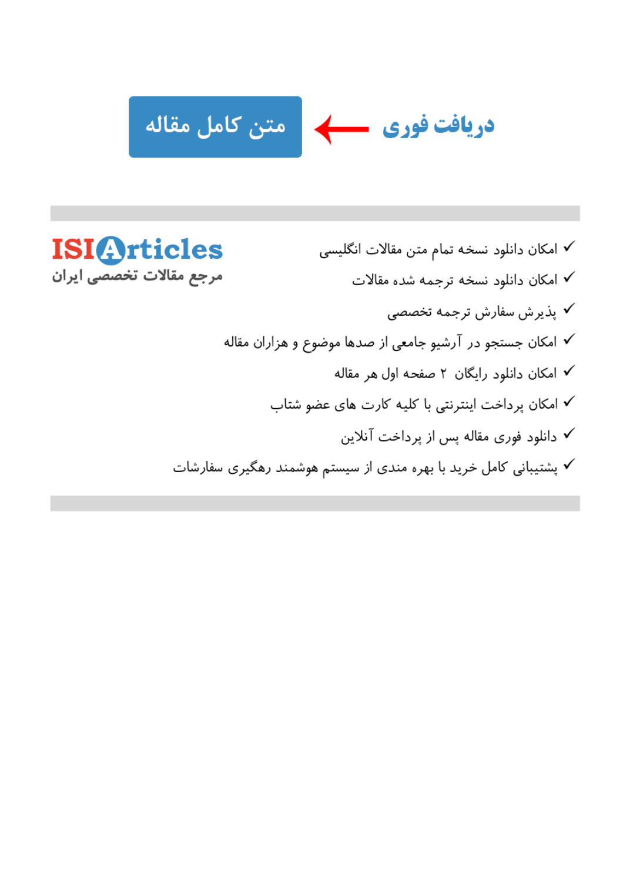دریافت فوری ← **متن کامل مقاله**

**ISIArticles**
مرجع مقالات تخصصی ایران

- ✓ امکان دانلود نسخه تمام متن مقالات انگلیسی
- ✓ امکان دانلود نسخه ترجمه شده مقالات
- ✓ پذیرش سفارش ترجمه تخصصی
- ✓ امکان جستجو در آرشیو جامعی از صدها موضوع و هزاران مقاله
- ✓ امکان دانلود رایگان ۲ صفحه اول هر مقاله
- ✓ امکان پرداخت اینترنتی با کلیه کارت های عضو شتاب
- ✓ دانلود فوری مقاله پس از پرداخت آنلاین
- ✓ پشتیبانی کامل خرید با بهره مندی از سیستم هوشمند رهگیری سفارشات